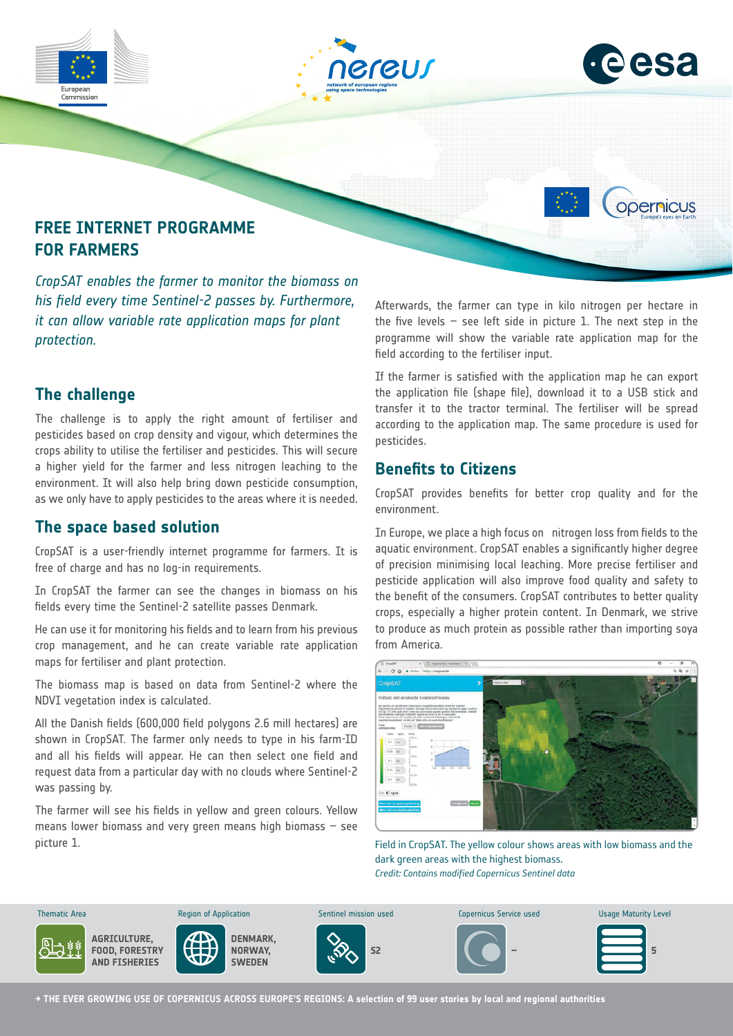# FREE INTERNET PROGRAMME FOR FARMERS

*CropSAT enables the farmer to monitor the biomass on his field every time Sentinel-2 passes by. Furthermore, it can allow variable rate application maps for plant protection.*

## The challenge

The challenge is to apply the right amount of fertiliser and pesticides based on crop density and vigour, which determines the crops ability to utilise the fertiliser and pesticides. This will secure a higher yield for the farmer and less nitrogen leaching to the environment. It will also help bring down pesticide consumption, as we only have to apply pesticides to the areas where it is needed.

## The space based solution

CropSAT is a user-friendly internet programme for farmers. It is free of charge and has no log-in requirements.

In CropSAT the farmer can see the changes in biomass on his fields every time the Sentinel-2 satellite passes Denmark.

He can use it for monitoring his fields and to learn from his previous crop management, and he can create variable rate application maps for fertiliser and plant protection.

The biomass map is based on data from Sentinel-2 where the NDVI vegetation index is calculated.

All the Danish fields (600,000 field polygons 2.6 mill hectares) are shown in CropSAT. The farmer only needs to type in his farm-ID and all his fields will appear. He can then select one field and request data from a particular day with no clouds where Sentinel-2 was passing by.

The farmer will see his fields in yellow and green colours. Yellow means lower biomass and very green means high biomass – see picture 1.

Afterwards, the farmer can type in kilo nitrogen per hectare in the five levels – see left side in picture 1. The next step in the programme will show the variable rate application map for the field according to the fertiliser input.

If the farmer is satisfied with the application map he can export the application file (shape file), download it to a USB stick and transfer it to the tractor terminal. The fertiliser will be spread according to the application map. The same procedure is used for pesticides.

## Benefits to Citizens

CropSAT provides benefits for better crop quality and for the environment.

In Europe, we place a high focus on nitrogen loss from fields to the aquatic environment. CropSAT enables a significantly higher degree of precision minimising local leaching. More precise fertiliser and pesticide application will also improve food quality and safety to the benefit of the consumers. CropSAT contributes to better quality crops, especially a higher protein content. In Denmark, we strive to produce as much protein as possible rather than importing soya from America.

Field in CropSAT. The yellow colour shows areas with low biomass and the dark green areas with the highest biomass.
*Credit: Contains modified Copernicus Sentinel data*

| Thematic Area | Region of Application | Sentinel mission used | Copernicus Service used | Usage Maturity Level |
|---|---|---|---|---|
| AGRICULTURE, FOOD, FORESTRY AND FISHERIES | DENMARK, NORWAY, SWEDEN | S2 | – | 5 |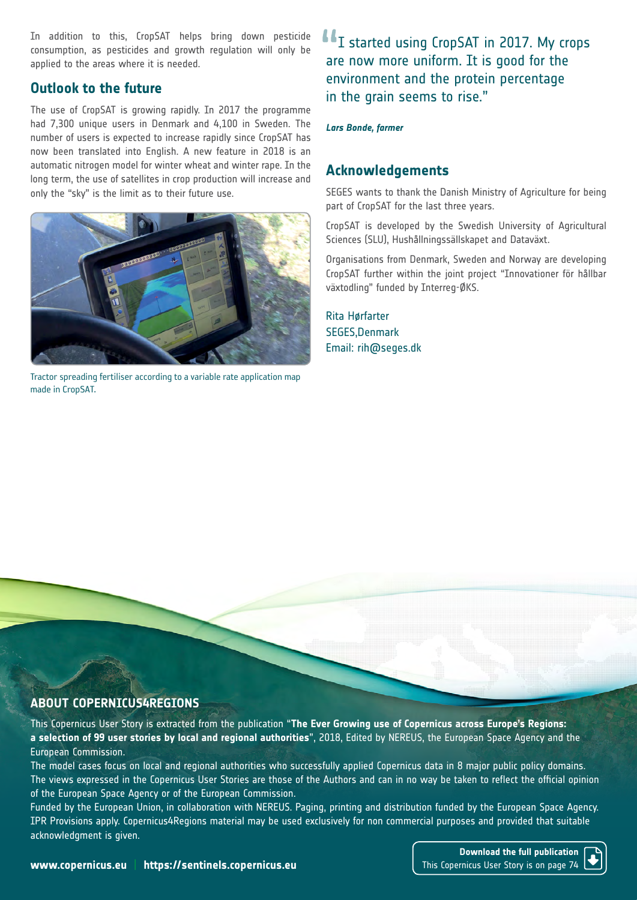In addition to this, CropSAT helps bring down pesticide consumption, as pesticides and growth regulation will only be applied to the areas where it is needed.

## Outlook to the future

The use of CropSAT is growing rapidly. In 2017 the programme had 7,300 unique users in Denmark and 4,100 in Sweden. The number of users is expected to increase rapidly since CropSAT has now been translated into English. A new feature in 2018 is an automatic nitrogen model for winter wheat and winter rape. In the long term, the use of satellites in crop production will increase and only the "sky" is the limit as to their future use.

Tractor spreading fertiliser according to a variable rate application map made in CropSAT.

> "I started using CropSAT in 2017. My crops are now more uniform. It is good for the environment and the protein percentage in the grain seems to rise."
>
> ***Lars Bonde, farmer***

## Acknowledgements

SEGES wants to thank the Danish Ministry of Agriculture for being part of CropSAT for the last three years.

CropSAT is developed by the Swedish University of Agricultural Sciences (SLU), Hushållningssällskapet and Dataväxt.

Organisations from Denmark, Sweden and Norway are developing CropSAT further within the joint project "Innovationer för hållbar växtodling" funded by Interreg-ØKS.

Rita Hørfarter
SEGES,Denmark
Email: rih@seges.dk

## ABOUT COPERNICUS4REGIONS

This Copernicus User Story is extracted from the publication "**The Ever Growing use of Copernicus across Europe's Regions: a selection of 99 user stories by local and regional authorities**", 2018, Edited by NEREUS, the European Space Agency and the European Commission.
The model cases focus on local and regional authorities who successfully applied Copernicus data in 8 major public policy domains. The views expressed in the Copernicus User Stories are those of the Authors and can in no way be taken to reflect the official opinion of the European Space Agency or of the European Commission.
Funded by the European Union, in collaboration with NEREUS. Paging, printing and distribution funded by the European Space Agency. IPR Provisions apply. Copernicus4Regions material may be used exclusively for non commercial purposes and provided that suitable acknowledgment is given.

**www.copernicus.eu** | **https://sentinels.copernicus.eu**

**Download the full publication**
This Copernicus User Story is on page 74